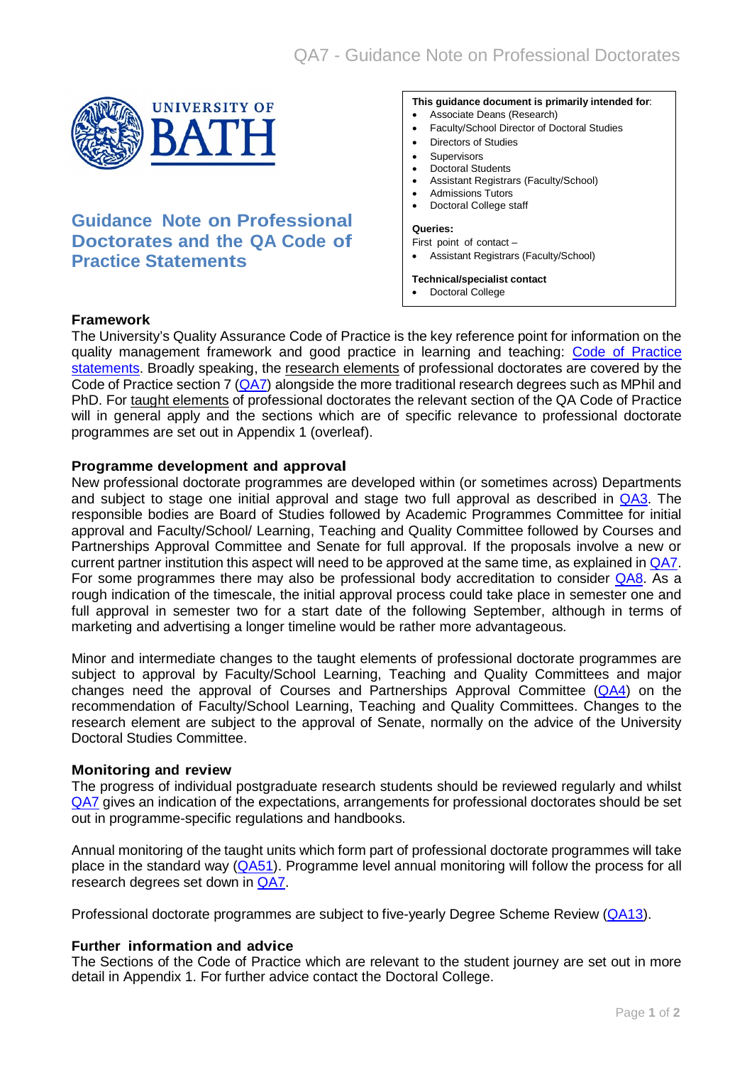# Guidance Note on Professional Doctorates and the QA Code of Practice Statements

**This guidance document is primarily intended for**:

- Associate Deans (Research)
- Faculty/School Director of Doctoral Studies
- Directors of Studies
- Supervisors
- Doctoral Students
- Assistant Registrars (Faculty/School)
- Admissions Tutors
- Doctoral College staff

**Queries:**

First point of contact –

- Assistant Registrars (Faculty/School)

**Technical/specialist contact**

- Doctoral College

## Framework

The University's Quality Assurance Code of Practice is the key reference point for information on the quality management framework and good practice in learning and teaching: Code of Practice statements. Broadly speaking, the research elements of professional doctorates are covered by the Code of Practice section 7 (QA7) alongside the more traditional research degrees such as MPhil and PhD. For taught elements of professional doctorates the relevant section of the QA Code of Practice will in general apply and the sections which are of specific relevance to professional doctorate programmes are set out in Appendix 1 (overleaf).

## Programme development and approval

New professional doctorate programmes are developed within (or sometimes across) Departments and subject to stage one initial approval and stage two full approval as described in QA3. The responsible bodies are Board of Studies followed by Academic Programmes Committee for initial approval and Faculty/School/ Learning, Teaching and Quality Committee followed by Courses and Partnerships Approval Committee and Senate for full approval. If the proposals involve a new or current partner institution this aspect will need to be approved at the same time, as explained in QA7. For some programmes there may also be professional body accreditation to consider QA8. As a rough indication of the timescale, the initial approval process could take place in semester one and full approval in semester two for a start date of the following September, although in terms of marketing and advertising a longer timeline would be rather more advantageous.

Minor and intermediate changes to the taught elements of professional doctorate programmes are subject to approval by Faculty/School Learning, Teaching and Quality Committees and major changes need the approval of Courses and Partnerships Approval Committee (QA4) on the recommendation of Faculty/School Learning, Teaching and Quality Committees. Changes to the research element are subject to the approval of Senate, normally on the advice of the University Doctoral Studies Committee.

## Monitoring and review

The progress of individual postgraduate research students should be reviewed regularly and whilst QA7 gives an indication of the expectations, arrangements for professional doctorates should be set out in programme-specific regulations and handbooks.

Annual monitoring of the taught units which form part of professional doctorate programmes will take place in the standard way (QA51). Programme level annual monitoring will follow the process for all research degrees set down in QA7.

Professional doctorate programmes are subject to five-yearly Degree Scheme Review (QA13).

## Further information and advice

The Sections of the Code of Practice which are relevant to the student journey are set out in more detail in Appendix 1. For further advice contact the Doctoral College.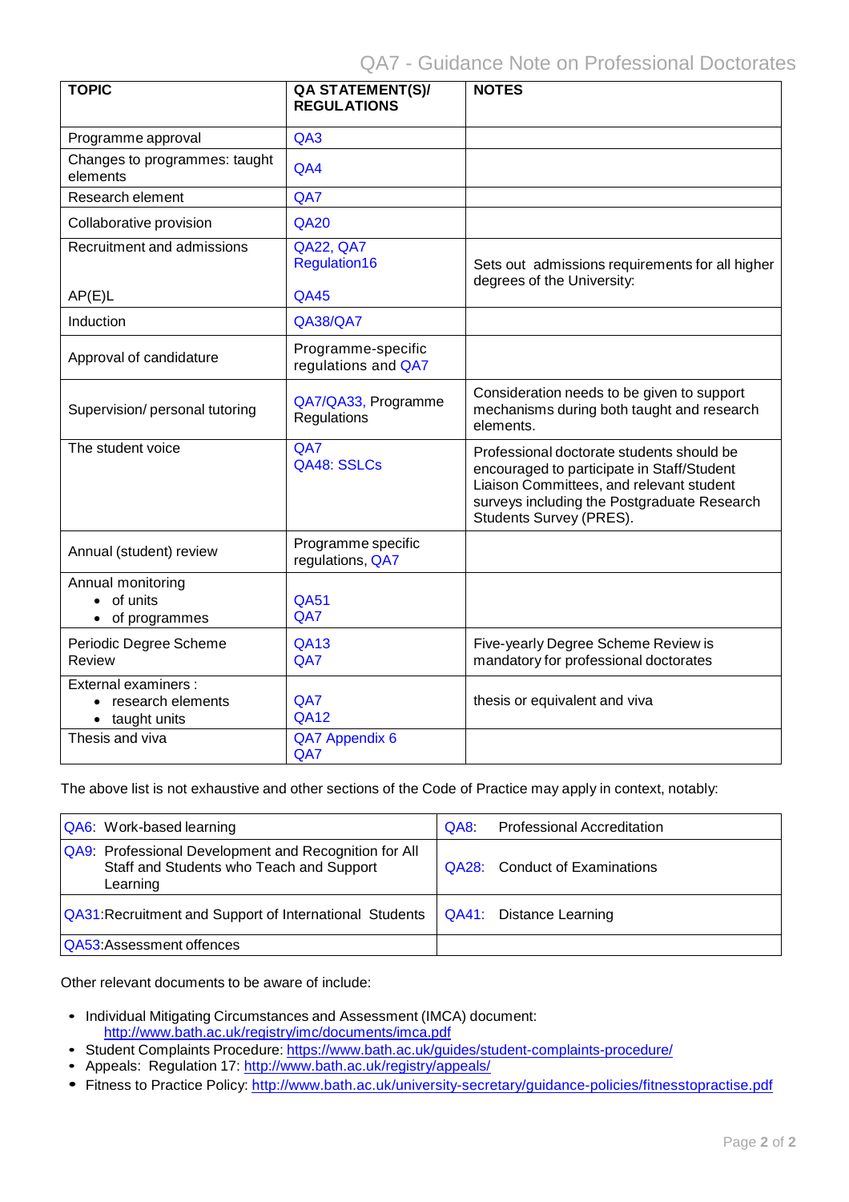| TOPIC | QA STATEMENT(S)/ REGULATIONS | NOTES |
|---|---|---|
| Programme approval | QA3 | |
| Changes to programmes: taught elements | QA4 | |
| Research element | QA7 | |
| Collaborative provision | QA20 | |
| Recruitment and admissions<br><br>AP(E)L | QA22, QA7<br>Regulation16<br><br>QA45 | Sets out admissions requirements for all higher degrees of the University: |
| Induction | QA38/QA7 | |
| Approval of candidature | Programme-specific regulations and QA7 | |
| Supervision/ personal tutoring | QA7/QA33, Programme Regulations | Consideration needs to be given to support mechanisms during both taught and research elements. |
| The student voice | QA7<br>QA48: SSLCs | Professional doctorate students should be encouraged to participate in Staff/Student Liaison Committees, and relevant student surveys including the Postgraduate Research Students Survey (PRES). |
| Annual (student) review | Programme specific regulations, QA7 | |
| Annual monitoring<br>• of units<br>• of programmes | QA51<br>QA7 | |
| Periodic Degree Scheme Review | QA13<br>QA7 | Five-yearly Degree Scheme Review is mandatory for professional doctorates |
| External examiners :<br>• research elements<br>• taught units | QA7<br>QA12 | thesis or equivalent and viva |
| Thesis and viva | QA7 Appendix 6<br>QA7 | |

The above list is not exhaustive and other sections of the Code of Practice may apply in context, notably:

| | |
|---|---|
| QA6: Work-based learning | QA8: Professional Accreditation |
| QA9: Professional Development and Recognition for All Staff and Students who Teach and Support Learning | QA28: Conduct of Examinations |
| QA31:Recruitment and Support of International Students | QA41: Distance Learning |
| QA53:Assessment offences | |

Other relevant documents to be aware of include:

- Individual Mitigating Circumstances and Assessment (IMCA) document: http://www.bath.ac.uk/registry/imc/documents/imca.pdf
- Student Complaints Procedure: https://www.bath.ac.uk/guides/student-complaints-procedure/
- Appeals: Regulation 17: http://www.bath.ac.uk/registry/appeals/
- Fitness to Practice Policy: http://www.bath.ac.uk/university-secretary/guidance-policies/fitnesstopractise.pdf